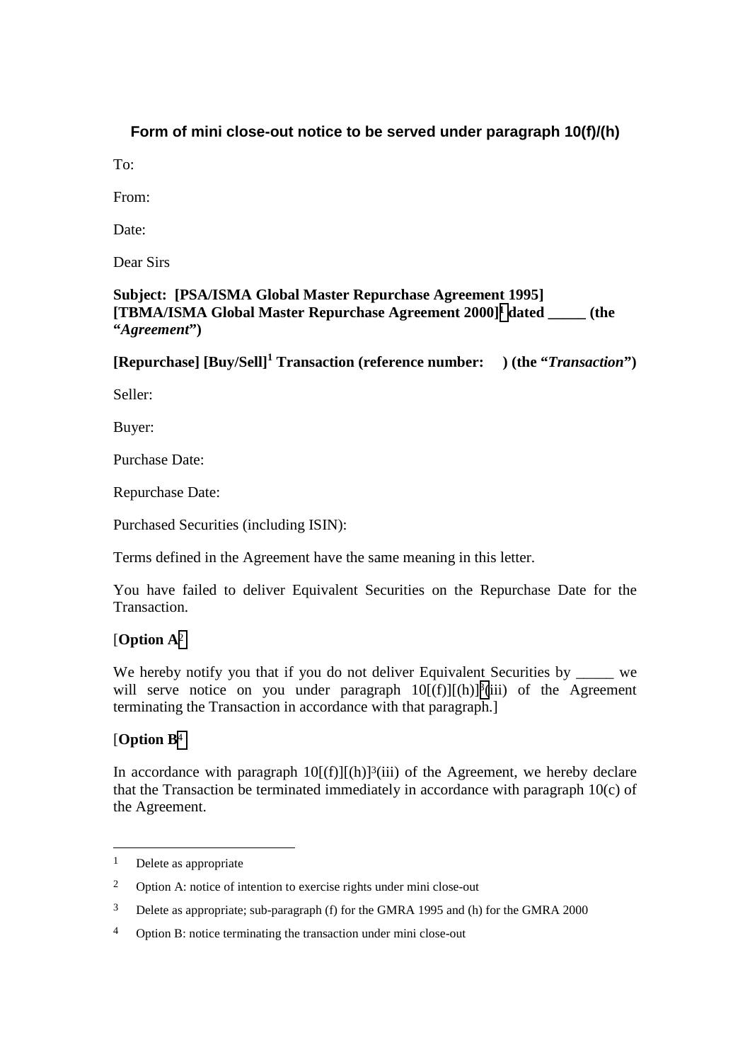## Form of mini close-out notice to be served under paragraph 10(f)/(h)

To:

From:

Date:

Dear Sirs

**Subject: [PSA/ISMA Global Master Repurchase Agreement 1995] [TBMA/ISMA Global Master Repurchase Agreement 2000][1] dated _____ (the "*Agreement*")**

**[Repurchase] [Buy/Sell][1] Transaction (reference number: ) (the "*Transaction*")**

Seller:

Buyer:

Purchase Date:

Repurchase Date:

Purchased Securities (including ISIN):

Terms defined in the Agreement have the same meaning in this letter.

You have failed to deliver Equivalent Securities on the Repurchase Date for the Transaction.

[**Option A**[2]

We hereby notify you that if you do not deliver Equivalent Securities by _____ we will serve notice on you under paragraph 10[(f)][(h)][3](iii) of the Agreement terminating the Transaction in accordance with that paragraph.]

[**Option B**[4]

In accordance with paragraph 10[(f)][(h)][3](iii) of the Agreement, we hereby declare that the Transaction be terminated immediately in accordance with paragraph 10(c) of the Agreement.

---

[1] Delete as appropriate

[2] Option A: notice of intention to exercise rights under mini close-out

[3] Delete as appropriate; sub-paragraph (f) for the GMRA 1995 and (h) for the GMRA 2000

[4] Option B: notice terminating the transaction under mini close-out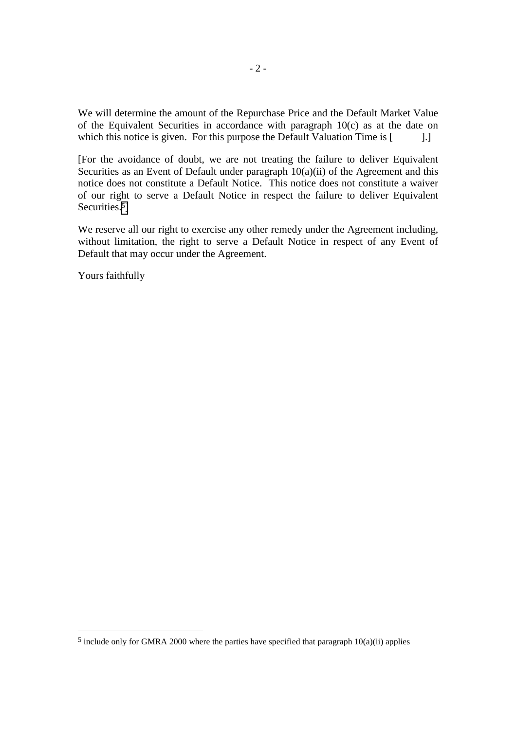We will determine the amount of the Repurchase Price and the Default Market Value of the Equivalent Securities in accordance with paragraph 10(c) as at the date on which this notice is given. For this purpose the Default Valuation Time is [ ].]

[For the avoidance of doubt, we are not treating the failure to deliver Equivalent Securities as an Event of Default under paragraph 10(a)(ii) of the Agreement and this notice does not constitute a Default Notice. This notice does not constitute a waiver of our right to serve a Default Notice in respect the failure to deliver Equivalent Securities.[5]]

We reserve all our right to exercise any other remedy under the Agreement including, without limitation, the right to serve a Default Notice in respect of any Event of Default that may occur under the Agreement.

Yours faithfully

---

[5] include only for GMRA 2000 where the parties have specified that paragraph 10(a)(ii) applies